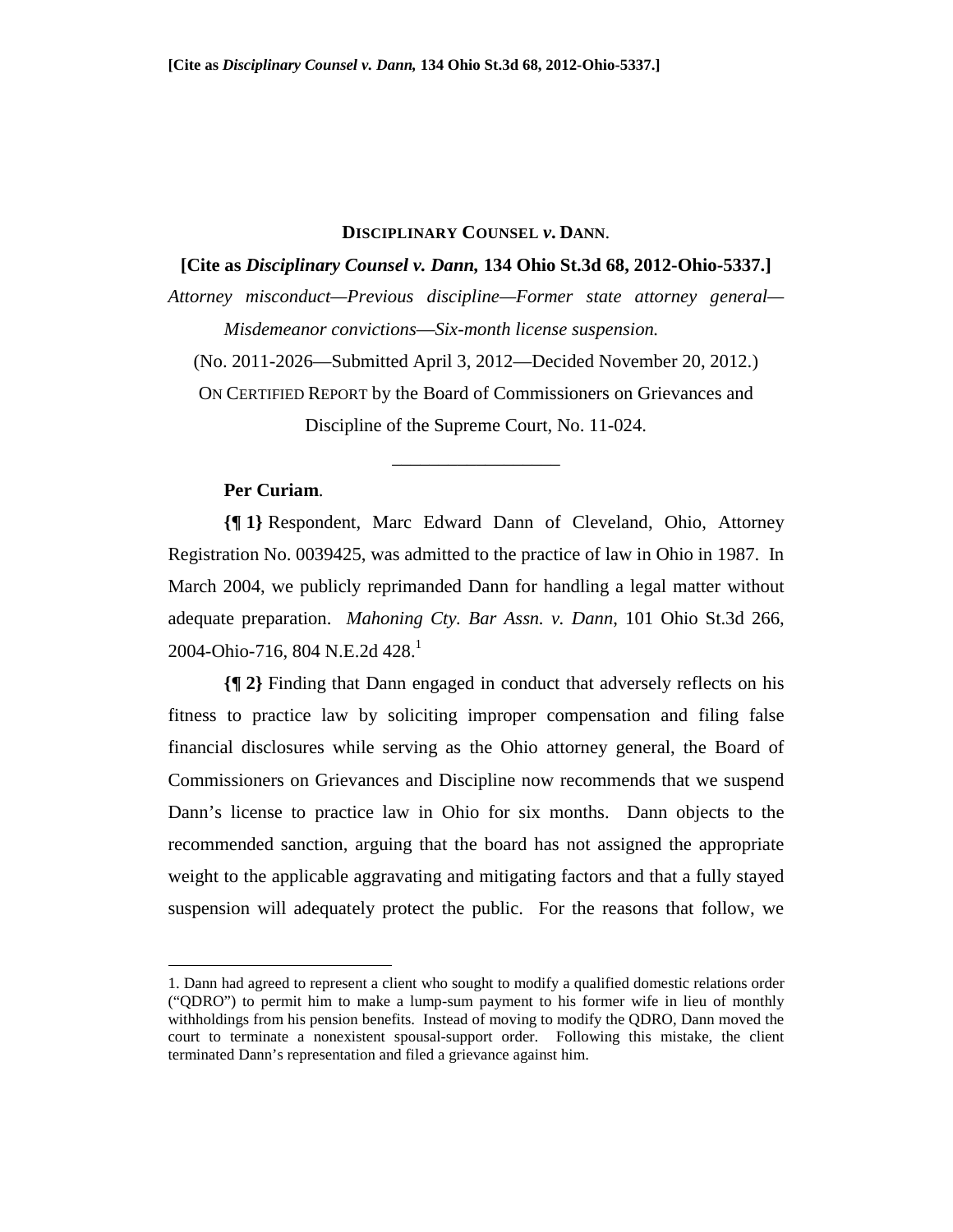[Cite as *Disciplinary Counsel v. Dann,* 134 Ohio St.3d 68, 2012-Ohio-5337.]

**DISCIPLINARY COUNSEL *v.* DANN.**

**[Cite as *Disciplinary Counsel v. Dann,* 134 Ohio St.3d 68, 2012-Ohio-5337.]**

*Attorney misconduct—Previous discipline—Former state attorney general—Misdemeanor convictions—Six-month license suspension.*

(No. 2011-2026—Submitted April 3, 2012—Decided November 20, 2012.)

ON CERTIFIED REPORT by the Board of Commissioners on Grievances and Discipline of the Supreme Court, No. 11-024.

---

**Per Curiam.**

**{¶ 1}** Respondent, Marc Edward Dann of Cleveland, Ohio, Attorney Registration No. 0039425, was admitted to the practice of law in Ohio in 1987. In March 2004, we publicly reprimanded Dann for handling a legal matter without adequate preparation. *Mahoning Cty. Bar Assn. v. Dann*, 101 Ohio St.3d 266, 2004-Ohio-716, 804 N.E.2d 428.[1]

**{¶ 2}** Finding that Dann engaged in conduct that adversely reflects on his fitness to practice law by soliciting improper compensation and filing false financial disclosures while serving as the Ohio attorney general, the Board of Commissioners on Grievances and Discipline now recommends that we suspend Dann's license to practice law in Ohio for six months. Dann objects to the recommended sanction, arguing that the board has not assigned the appropriate weight to the applicable aggravating and mitigating factors and that a fully stayed suspension will adequately protect the public. For the reasons that follow, we

---

1. Dann had agreed to represent a client who sought to modify a qualified domestic relations order ("QDRO") to permit him to make a lump-sum payment to his former wife in lieu of monthly withholdings from his pension benefits. Instead of moving to modify the QDRO, Dann moved the court to terminate a nonexistent spousal-support order. Following this mistake, the client terminated Dann's representation and filed a grievance against him.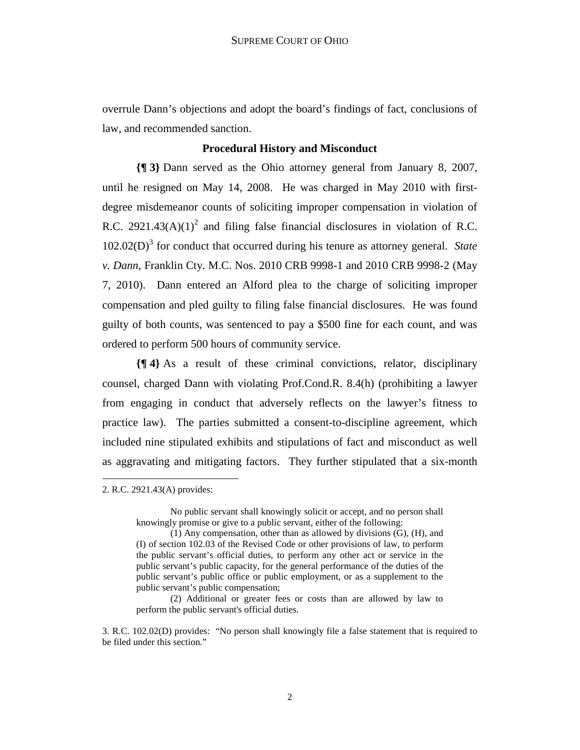overrule Dann's objections and adopt the board's findings of fact, conclusions of law, and recommended sanction.

## Procedural History and Misconduct

**{¶ 3}** Dann served as the Ohio attorney general from January 8, 2007, until he resigned on May 14, 2008. He was charged in May 2010 with first-degree misdemeanor counts of soliciting improper compensation in violation of R.C. 2921.43(A)(1)[2] and filing false financial disclosures in violation of R.C. 102.02(D)[3] for conduct that occurred during his tenure as attorney general. *State v. Dann*, Franklin Cty. M.C. Nos. 2010 CRB 9998-1 and 2010 CRB 9998-2 (May 7, 2010). Dann entered an Alford plea to the charge of soliciting improper compensation and pled guilty to filing false financial disclosures. He was found guilty of both counts, was sentenced to pay a $500 fine for each count, and was ordered to perform 500 hours of community service.

**{¶ 4}** As a result of these criminal convictions, relator, disciplinary counsel, charged Dann with violating Prof.Cond.R. 8.4(h) (prohibiting a lawyer from engaging in conduct that adversely reflects on the lawyer's fitness to practice law). The parties submitted a consent-to-discipline agreement, which included nine stipulated exhibits and stipulations of fact and misconduct as well as aggravating and mitigating factors. They further stipulated that a six-month

---

2. R.C. 2921.43(A) provides:

> No public servant shall knowingly solicit or accept, and no person shall knowingly promise or give to a public servant, either of the following:
>
> (1) Any compensation, other than as allowed by divisions (G), (H), and (I) of section 102.03 of the Revised Code or other provisions of law, to perform the public servant's official duties, to perform any other act or service in the public servant's public capacity, for the general performance of the duties of the public servant's public office or public employment, or as a supplement to the public servant's public compensation;
>
> (2) Additional or greater fees or costs than are allowed by law to perform the public servant's official duties.

3. R.C. 102.02(D) provides: "No person shall knowingly file a false statement that is required to be filed under this section."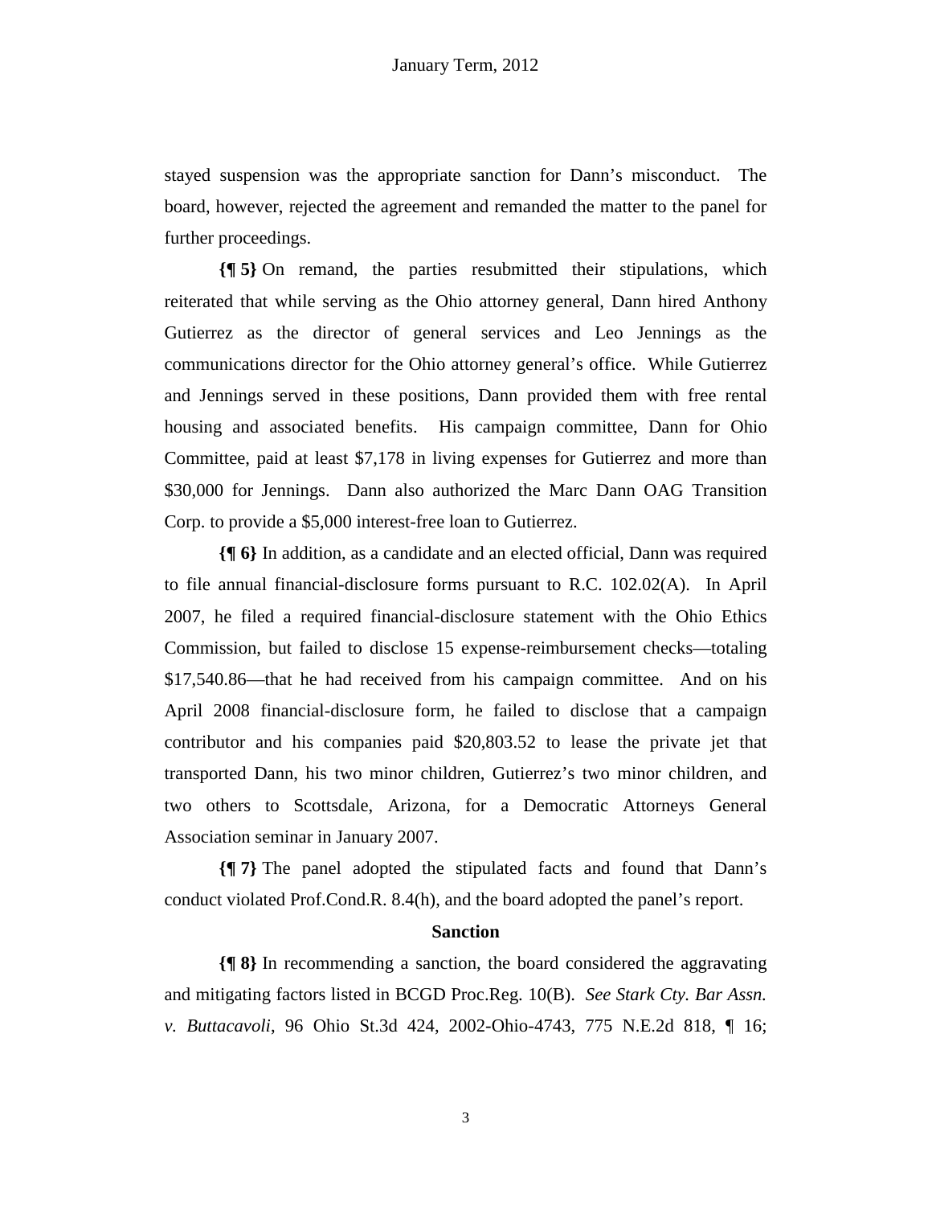stayed suspension was the appropriate sanction for Dann's misconduct. The board, however, rejected the agreement and remanded the matter to the panel for further proceedings.

**{¶ 5}** On remand, the parties resubmitted their stipulations, which reiterated that while serving as the Ohio attorney general, Dann hired Anthony Gutierrez as the director of general services and Leo Jennings as the communications director for the Ohio attorney general's office. While Gutierrez and Jennings served in these positions, Dann provided them with free rental housing and associated benefits. His campaign committee, Dann for Ohio Committee, paid at least $7,178 in living expenses for Gutierrez and more than $30,000 for Jennings. Dann also authorized the Marc Dann OAG Transition Corp. to provide a $5,000 interest-free loan to Gutierrez.

**{¶ 6}** In addition, as a candidate and an elected official, Dann was required to file annual financial-disclosure forms pursuant to R.C. 102.02(A). In April 2007, he filed a required financial-disclosure statement with the Ohio Ethics Commission, but failed to disclose 15 expense-reimbursement checks—totaling $17,540.86—that he had received from his campaign committee. And on his April 2008 financial-disclosure form, he failed to disclose that a campaign contributor and his companies paid $20,803.52 to lease the private jet that transported Dann, his two minor children, Gutierrez's two minor children, and two others to Scottsdale, Arizona, for a Democratic Attorneys General Association seminar in January 2007.

**{¶ 7}** The panel adopted the stipulated facts and found that Dann's conduct violated Prof.Cond.R. 8.4(h), and the board adopted the panel's report.

### Sanction

**{¶ 8}** In recommending a sanction, the board considered the aggravating and mitigating factors listed in BCGD Proc.Reg. 10(B). *See Stark Cty. Bar Assn. v. Buttacavoli*, 96 Ohio St.3d 424, 2002-Ohio-4743, 775 N.E.2d 818, ¶ 16;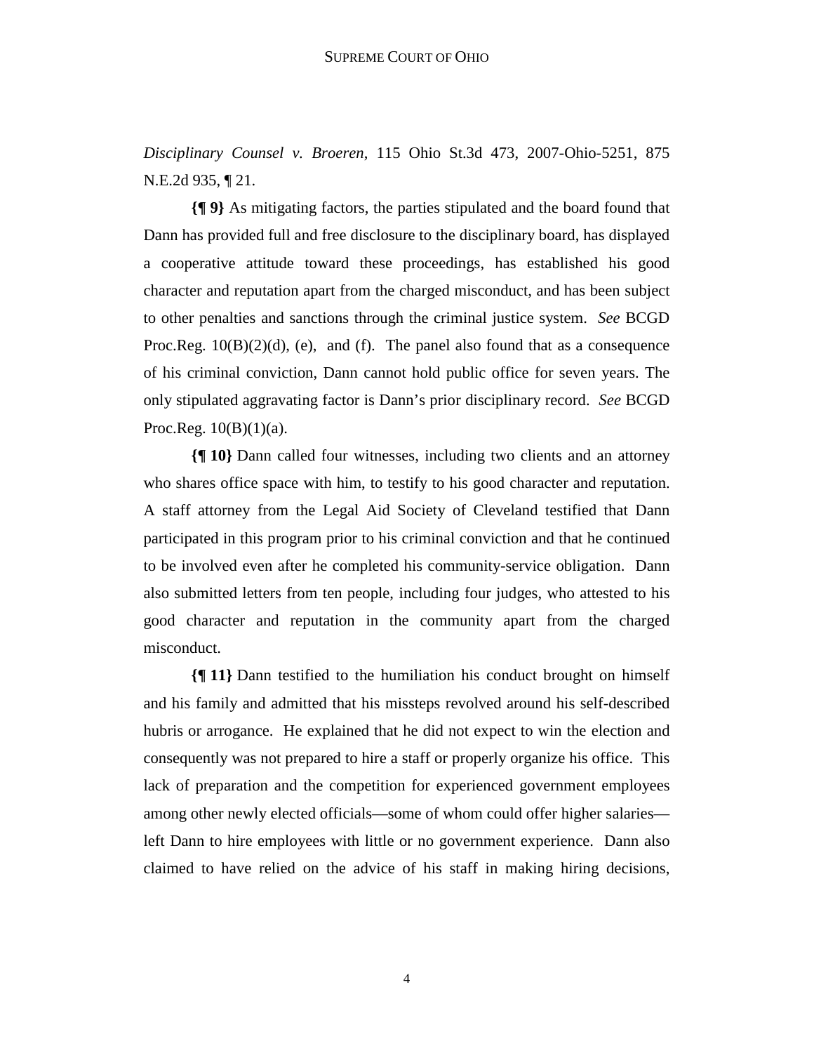*Disciplinary Counsel v. Broeren*, 115 Ohio St.3d 473, 2007-Ohio-5251, 875 N.E.2d 935, ¶ 21.

**{¶ 9}** As mitigating factors, the parties stipulated and the board found that Dann has provided full and free disclosure to the disciplinary board, has displayed a cooperative attitude toward these proceedings, has established his good character and reputation apart from the charged misconduct, and has been subject to other penalties and sanctions through the criminal justice system. *See* BCGD Proc.Reg. 10(B)(2)(d), (e), and (f). The panel also found that as a consequence of his criminal conviction, Dann cannot hold public office for seven years. The only stipulated aggravating factor is Dann's prior disciplinary record. *See* BCGD Proc.Reg. 10(B)(1)(a).

**{¶ 10}** Dann called four witnesses, including two clients and an attorney who shares office space with him, to testify to his good character and reputation. A staff attorney from the Legal Aid Society of Cleveland testified that Dann participated in this program prior to his criminal conviction and that he continued to be involved even after he completed his community-service obligation. Dann also submitted letters from ten people, including four judges, who attested to his good character and reputation in the community apart from the charged misconduct.

**{¶ 11}** Dann testified to the humiliation his conduct brought on himself and his family and admitted that his missteps revolved around his self-described hubris or arrogance. He explained that he did not expect to win the election and consequently was not prepared to hire a staff or properly organize his office. This lack of preparation and the competition for experienced government employees among other newly elected officials—some of whom could offer higher salaries—left Dann to hire employees with little or no government experience. Dann also claimed to have relied on the advice of his staff in making hiring decisions,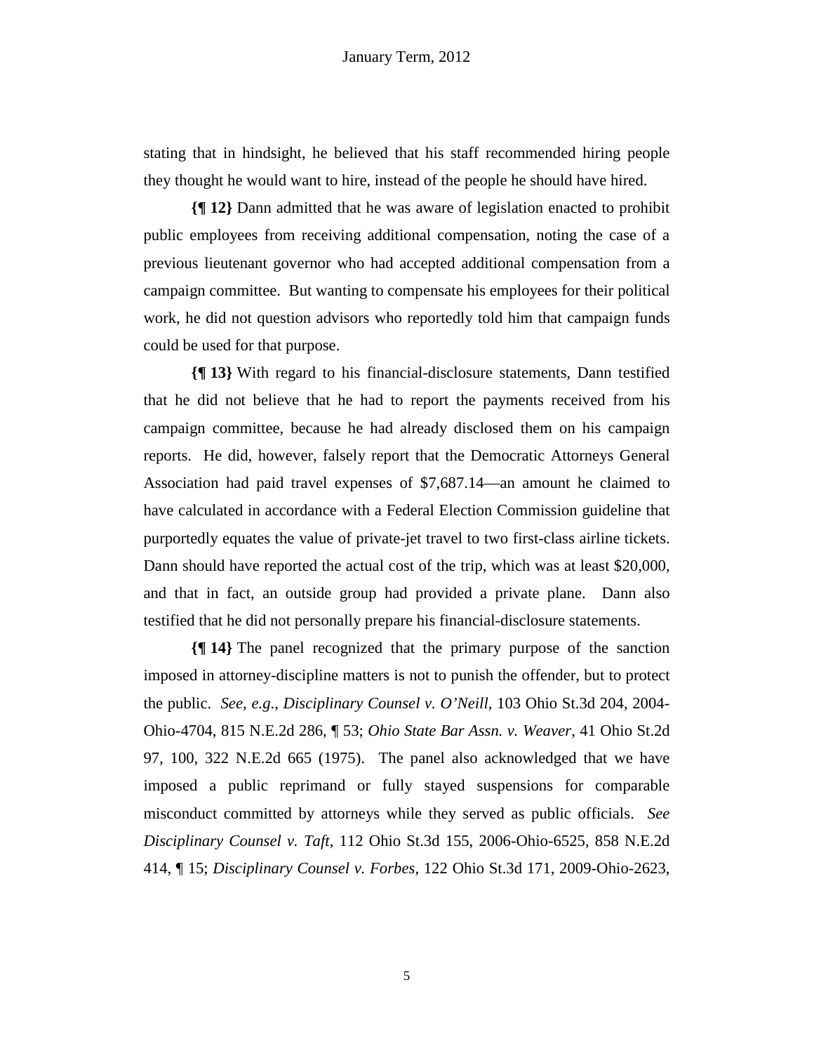stating that in hindsight, he believed that his staff recommended hiring people they thought he would want to hire, instead of the people he should have hired.

**{¶ 12}** Dann admitted that he was aware of legislation enacted to prohibit public employees from receiving additional compensation, noting the case of a previous lieutenant governor who had accepted additional compensation from a campaign committee. But wanting to compensate his employees for their political work, he did not question advisors who reportedly told him that campaign funds could be used for that purpose.

**{¶ 13}** With regard to his financial-disclosure statements, Dann testified that he did not believe that he had to report the payments received from his campaign committee, because he had already disclosed them on his campaign reports. He did, however, falsely report that the Democratic Attorneys General Association had paid travel expenses of $7,687.14—an amount he claimed to have calculated in accordance with a Federal Election Commission guideline that purportedly equates the value of private-jet travel to two first-class airline tickets. Dann should have reported the actual cost of the trip, which was at least $20,000, and that in fact, an outside group had provided a private plane. Dann also testified that he did not personally prepare his financial-disclosure statements.

**{¶ 14}** The panel recognized that the primary purpose of the sanction imposed in attorney-discipline matters is not to punish the offender, but to protect the public. *See, e.g.*, *Disciplinary Counsel v. O'Neill*, 103 Ohio St.3d 204, 2004-Ohio-4704, 815 N.E.2d 286, ¶ 53; *Ohio State Bar Assn. v. Weaver*, 41 Ohio St.2d 97, 100, 322 N.E.2d 665 (1975). The panel also acknowledged that we have imposed a public reprimand or fully stayed suspensions for comparable misconduct committed by attorneys while they served as public officials. *See Disciplinary Counsel v. Taft*, 112 Ohio St.3d 155, 2006-Ohio-6525, 858 N.E.2d 414, ¶ 15; *Disciplinary Counsel v. Forbes*, 122 Ohio St.3d 171, 2009-Ohio-2623,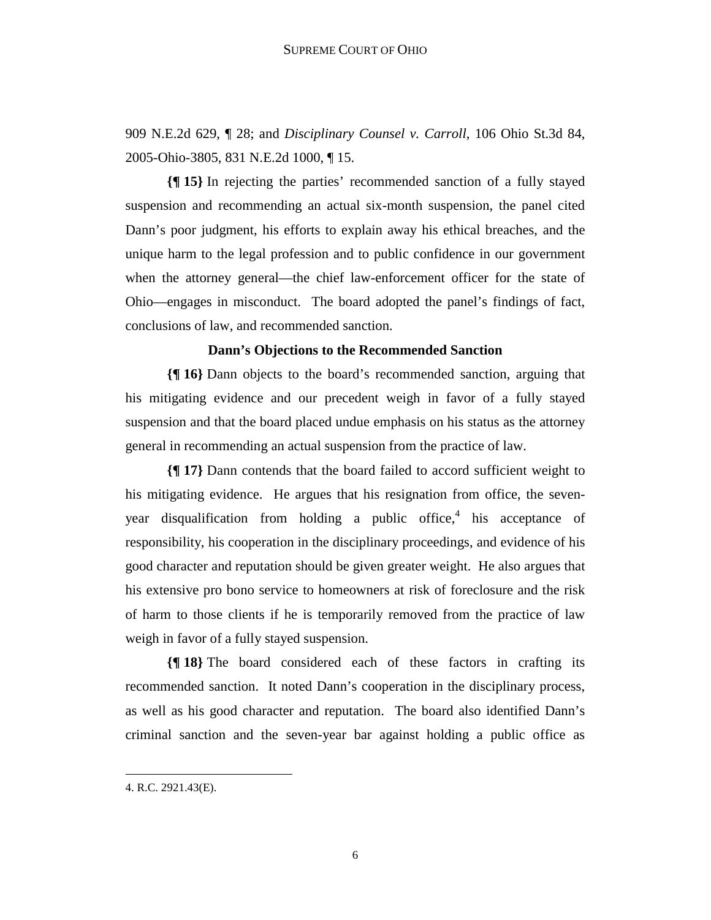909 N.E.2d 629, ¶ 28; and *Disciplinary Counsel v. Carroll*, 106 Ohio St.3d 84, 2005-Ohio-3805, 831 N.E.2d 1000, ¶ 15.

**{¶ 15}** In rejecting the parties' recommended sanction of a fully stayed suspension and recommending an actual six-month suspension, the panel cited Dann's poor judgment, his efforts to explain away his ethical breaches, and the unique harm to the legal profession and to public confidence in our government when the attorney general—the chief law-enforcement officer for the state of Ohio—engages in misconduct. The board adopted the panel's findings of fact, conclusions of law, and recommended sanction.

### Dann's Objections to the Recommended Sanction

**{¶ 16}** Dann objects to the board's recommended sanction, arguing that his mitigating evidence and our precedent weigh in favor of a fully stayed suspension and that the board placed undue emphasis on his status as the attorney general in recommending an actual suspension from the practice of law.

**{¶ 17}** Dann contends that the board failed to accord sufficient weight to his mitigating evidence. He argues that his resignation from office, the seven-year disqualification from holding a public office,[4] his acceptance of responsibility, his cooperation in the disciplinary proceedings, and evidence of his good character and reputation should be given greater weight. He also argues that his extensive pro bono service to homeowners at risk of foreclosure and the risk of harm to those clients if he is temporarily removed from the practice of law weigh in favor of a fully stayed suspension.

**{¶ 18}** The board considered each of these factors in crafting its recommended sanction. It noted Dann's cooperation in the disciplinary process, as well as his good character and reputation. The board also identified Dann's criminal sanction and the seven-year bar against holding a public office as

---

4. R.C. 2921.43(E).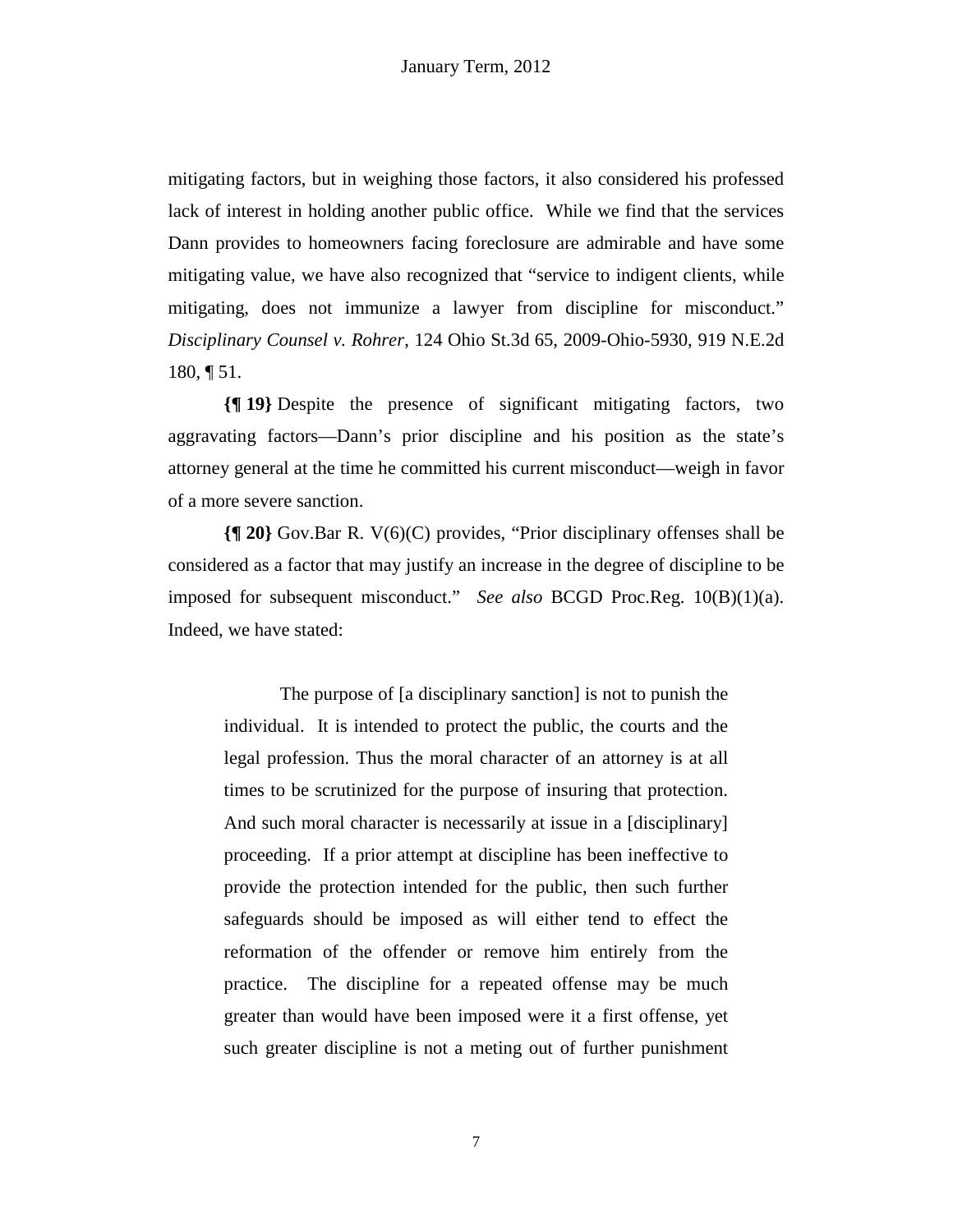mitigating factors, but in weighing those factors, it also considered his professed lack of interest in holding another public office. While we find that the services Dann provides to homeowners facing foreclosure are admirable and have some mitigating value, we have also recognized that "service to indigent clients, while mitigating, does not immunize a lawyer from discipline for misconduct." *Disciplinary Counsel v. Rohrer*, 124 Ohio St.3d 65, 2009-Ohio-5930, 919 N.E.2d 180, ¶ 51.

**{¶ 19}** Despite the presence of significant mitigating factors, two aggravating factors—Dann's prior discipline and his position as the state's attorney general at the time he committed his current misconduct—weigh in favor of a more severe sanction.

**{¶ 20}** Gov.Bar R. V(6)(C) provides, "Prior disciplinary offenses shall be considered as a factor that may justify an increase in the degree of discipline to be imposed for subsequent misconduct." *See also* BCGD Proc.Reg. 10(B)(1)(a). Indeed, we have stated:

> The purpose of [a disciplinary sanction] is not to punish the individual. It is intended to protect the public, the courts and the legal profession. Thus the moral character of an attorney is at all times to be scrutinized for the purpose of insuring that protection. And such moral character is necessarily at issue in a [disciplinary] proceeding. If a prior attempt at discipline has been ineffective to provide the protection intended for the public, then such further safeguards should be imposed as will either tend to effect the reformation of the offender or remove him entirely from the practice. The discipline for a repeated offense may be much greater than would have been imposed were it a first offense, yet such greater discipline is not a meting out of further punishment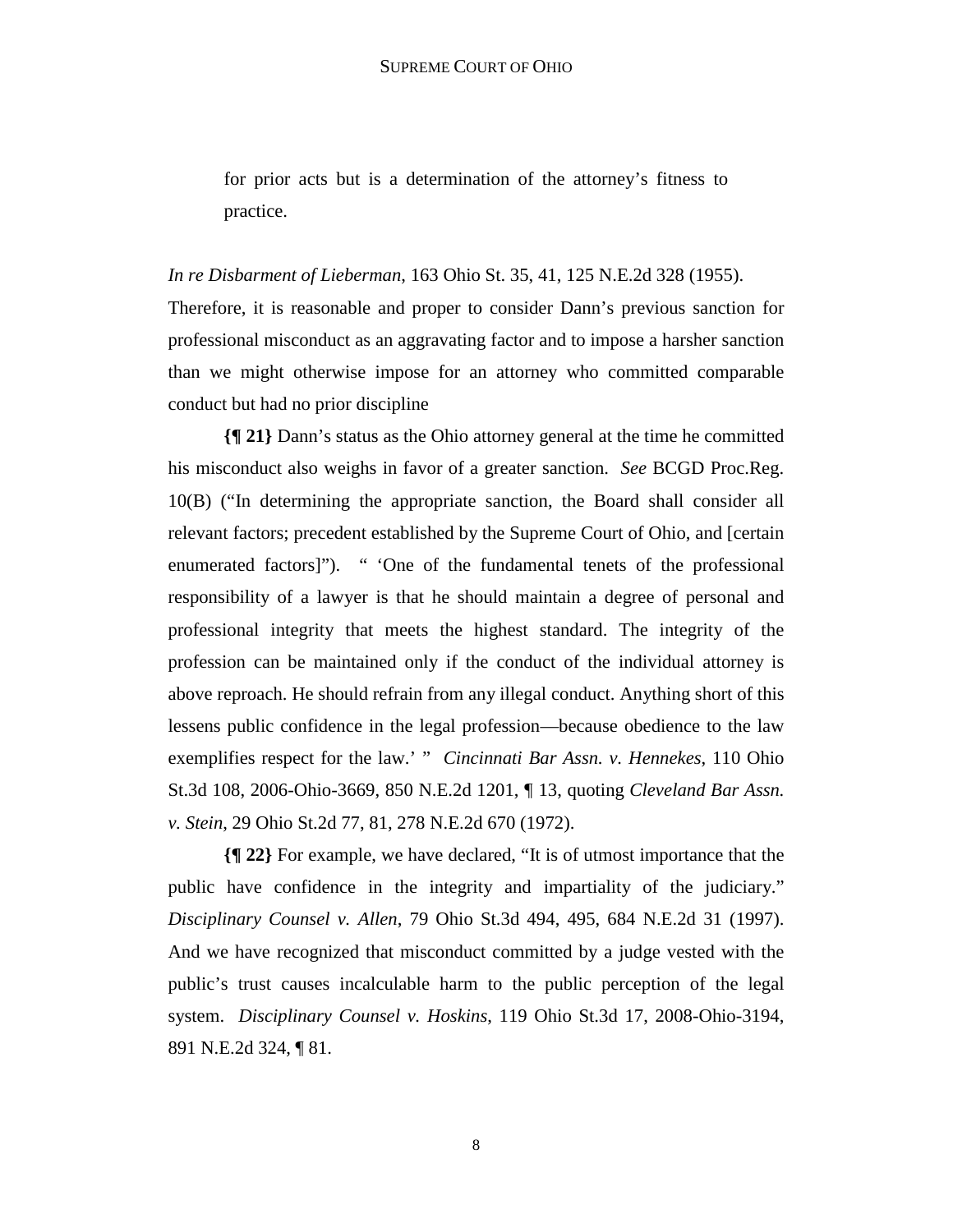for prior acts but is a determination of the attorney's fitness to practice.

*In re Disbarment of Lieberman*, 163 Ohio St. 35, 41, 125 N.E.2d 328 (1955). Therefore, it is reasonable and proper to consider Dann's previous sanction for professional misconduct as an aggravating factor and to impose a harsher sanction than we might otherwise impose for an attorney who committed comparable conduct but had no prior discipline

**{¶ 21}** Dann's status as the Ohio attorney general at the time he committed his misconduct also weighs in favor of a greater sanction. *See* BCGD Proc.Reg. 10(B) ("In determining the appropriate sanction, the Board shall consider all relevant factors; precedent established by the Supreme Court of Ohio, and [certain enumerated factors]"). " 'One of the fundamental tenets of the professional responsibility of a lawyer is that he should maintain a degree of personal and professional integrity that meets the highest standard. The integrity of the profession can be maintained only if the conduct of the individual attorney is above reproach. He should refrain from any illegal conduct. Anything short of this lessens public confidence in the legal profession—because obedience to the law exemplifies respect for the law.' " *Cincinnati Bar Assn. v. Hennekes*, 110 Ohio St.3d 108, 2006-Ohio-3669, 850 N.E.2d 1201, ¶ 13, quoting *Cleveland Bar Assn. v. Stein*, 29 Ohio St.2d 77, 81, 278 N.E.2d 670 (1972).

**{¶ 22}** For example, we have declared, "It is of utmost importance that the public have confidence in the integrity and impartiality of the judiciary." *Disciplinary Counsel v. Allen*, 79 Ohio St.3d 494, 495, 684 N.E.2d 31 (1997). And we have recognized that misconduct committed by a judge vested with the public's trust causes incalculable harm to the public perception of the legal system. *Disciplinary Counsel v. Hoskins*, 119 Ohio St.3d 17, 2008-Ohio-3194, 891 N.E.2d 324, ¶ 81.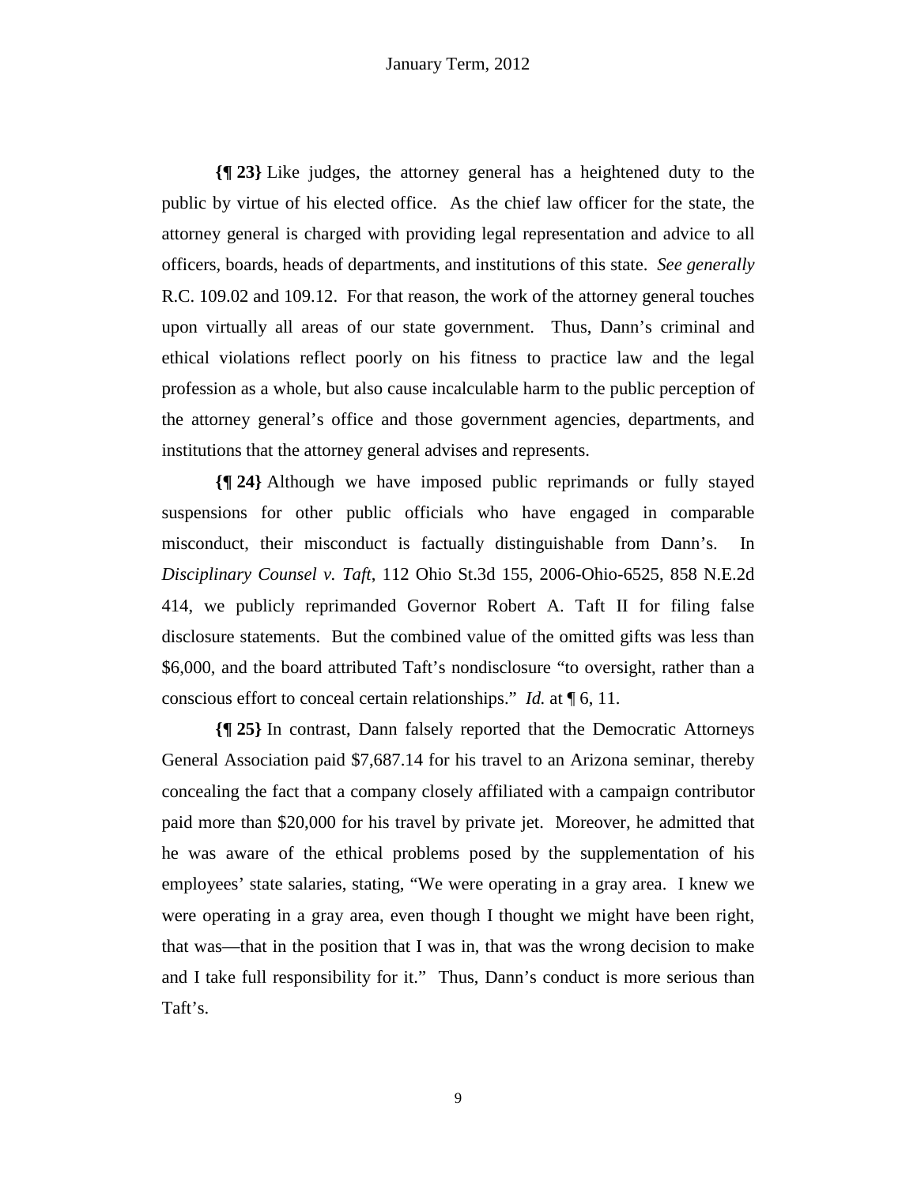**{¶ 23}** Like judges, the attorney general has a heightened duty to the public by virtue of his elected office. As the chief law officer for the state, the attorney general is charged with providing legal representation and advice to all officers, boards, heads of departments, and institutions of this state. *See generally* R.C. 109.02 and 109.12. For that reason, the work of the attorney general touches upon virtually all areas of our state government. Thus, Dann's criminal and ethical violations reflect poorly on his fitness to practice law and the legal profession as a whole, but also cause incalculable harm to the public perception of the attorney general's office and those government agencies, departments, and institutions that the attorney general advises and represents.

**{¶ 24}** Although we have imposed public reprimands or fully stayed suspensions for other public officials who have engaged in comparable misconduct, their misconduct is factually distinguishable from Dann's. In *Disciplinary Counsel v. Taft*, 112 Ohio St.3d 155, 2006-Ohio-6525, 858 N.E.2d 414, we publicly reprimanded Governor Robert A. Taft II for filing false disclosure statements. But the combined value of the omitted gifts was less than $6,000, and the board attributed Taft's nondisclosure "to oversight, rather than a conscious effort to conceal certain relationships." *Id.* at ¶ 6, 11.

**{¶ 25}** In contrast, Dann falsely reported that the Democratic Attorneys General Association paid $7,687.14 for his travel to an Arizona seminar, thereby concealing the fact that a company closely affiliated with a campaign contributor paid more than $20,000 for his travel by private jet. Moreover, he admitted that he was aware of the ethical problems posed by the supplementation of his employees' state salaries, stating, "We were operating in a gray area. I knew we were operating in a gray area, even though I thought we might have been right, that was—that in the position that I was in, that was the wrong decision to make and I take full responsibility for it." Thus, Dann's conduct is more serious than Taft's.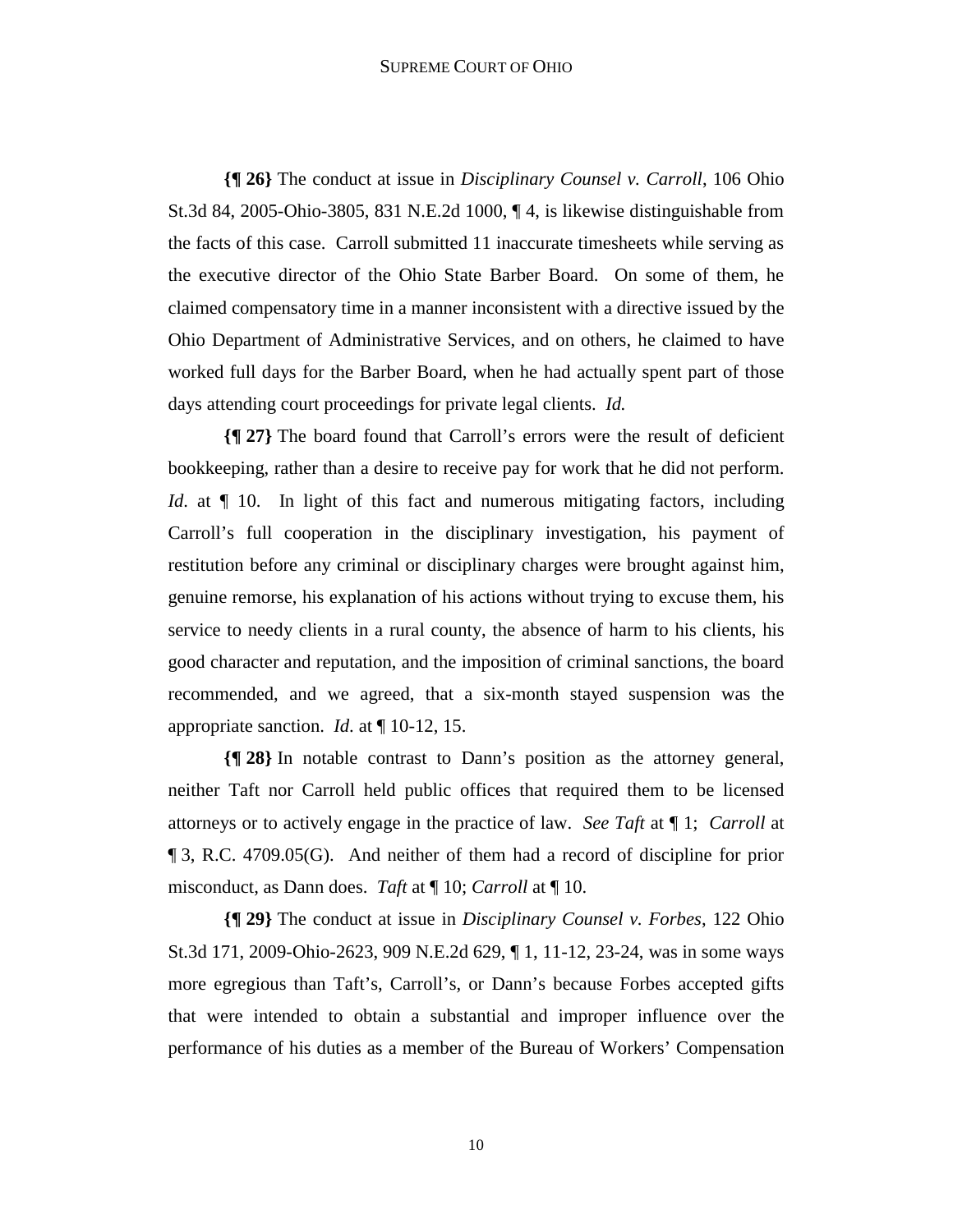**{¶ 26}** The conduct at issue in *Disciplinary Counsel v. Carroll*, 106 Ohio St.3d 84, 2005-Ohio-3805, 831 N.E.2d 1000, ¶ 4, is likewise distinguishable from the facts of this case. Carroll submitted 11 inaccurate timesheets while serving as the executive director of the Ohio State Barber Board. On some of them, he claimed compensatory time in a manner inconsistent with a directive issued by the Ohio Department of Administrative Services, and on others, he claimed to have worked full days for the Barber Board, when he had actually spent part of those days attending court proceedings for private legal clients. *Id.*

**{¶ 27}** The board found that Carroll's errors were the result of deficient bookkeeping, rather than a desire to receive pay for work that he did not perform. *Id*. at ¶ 10. In light of this fact and numerous mitigating factors, including Carroll's full cooperation in the disciplinary investigation, his payment of restitution before any criminal or disciplinary charges were brought against him, genuine remorse, his explanation of his actions without trying to excuse them, his service to needy clients in a rural county, the absence of harm to his clients, his good character and reputation, and the imposition of criminal sanctions, the board recommended, and we agreed, that a six-month stayed suspension was the appropriate sanction. *Id*. at ¶ 10-12, 15.

**{¶ 28}** In notable contrast to Dann's position as the attorney general, neither Taft nor Carroll held public offices that required them to be licensed attorneys or to actively engage in the practice of law. *See Taft* at ¶ 1; *Carroll* at ¶ 3, R.C. 4709.05(G). And neither of them had a record of discipline for prior misconduct, as Dann does. *Taft* at ¶ 10; *Carroll* at ¶ 10.

**{¶ 29}** The conduct at issue in *Disciplinary Counsel v. Forbes*, 122 Ohio St.3d 171, 2009-Ohio-2623, 909 N.E.2d 629, ¶ 1, 11-12, 23-24, was in some ways more egregious than Taft's, Carroll's, or Dann's because Forbes accepted gifts that were intended to obtain a substantial and improper influence over the performance of his duties as a member of the Bureau of Workers' Compensation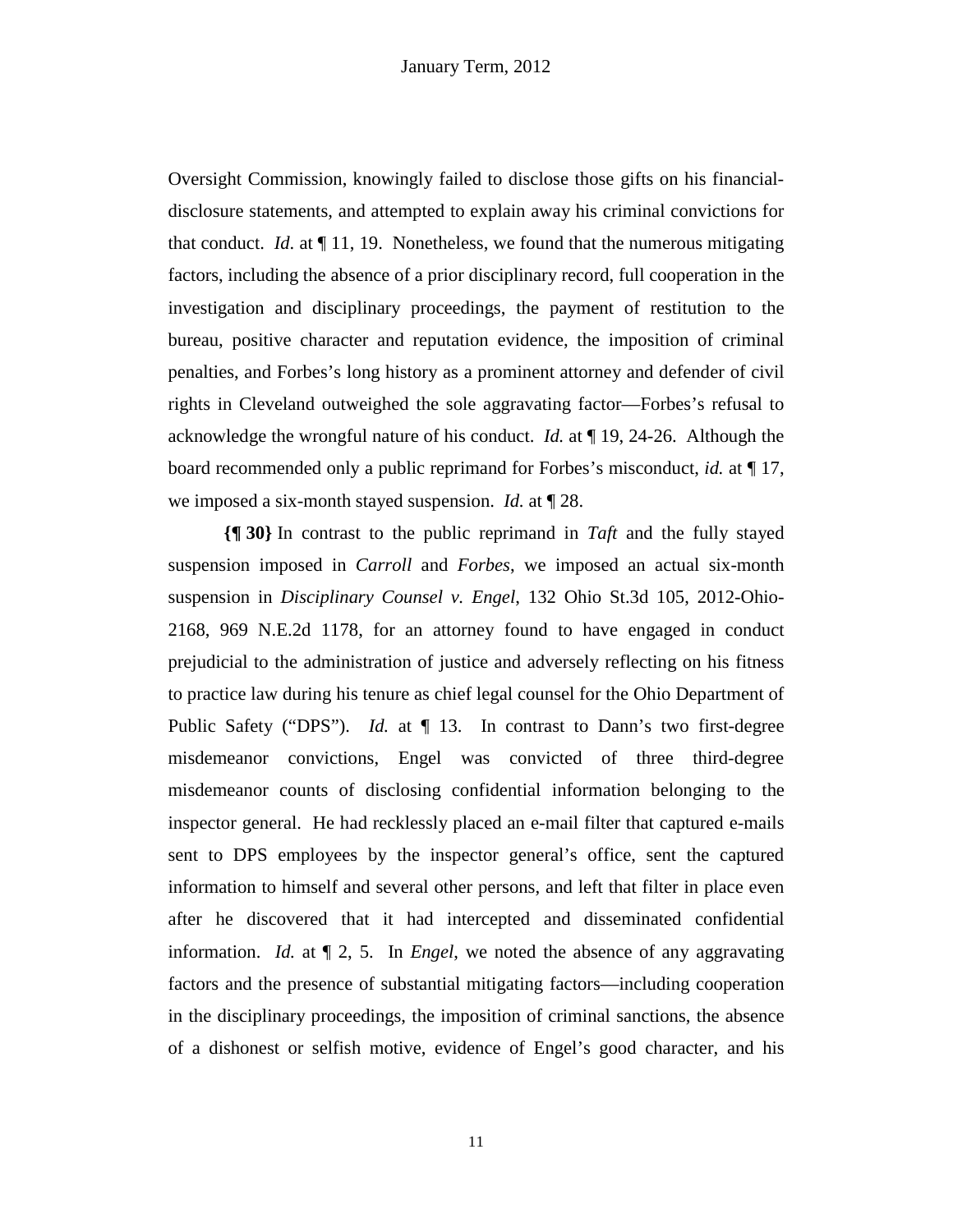Oversight Commission, knowingly failed to disclose those gifts on his financial-disclosure statements, and attempted to explain away his criminal convictions for that conduct. *Id*. at ¶ 11, 19. Nonetheless, we found that the numerous mitigating factors, including the absence of a prior disciplinary record, full cooperation in the investigation and disciplinary proceedings, the payment of restitution to the bureau, positive character and reputation evidence, the imposition of criminal penalties, and Forbes's long history as a prominent attorney and defender of civil rights in Cleveland outweighed the sole aggravating factor—Forbes's refusal to acknowledge the wrongful nature of his conduct. *Id.* at ¶ 19, 24-26. Although the board recommended only a public reprimand for Forbes's misconduct, *id.* at ¶ 17, we imposed a six-month stayed suspension. *Id.* at ¶ 28.

**{¶ 30}** In contrast to the public reprimand in *Taft* and the fully stayed suspension imposed in *Carroll* and *Forbes*, we imposed an actual six-month suspension in *Disciplinary Counsel v. Engel*, 132 Ohio St.3d 105, 2012-Ohio-2168, 969 N.E.2d 1178, for an attorney found to have engaged in conduct prejudicial to the administration of justice and adversely reflecting on his fitness to practice law during his tenure as chief legal counsel for the Ohio Department of Public Safety ("DPS"). *Id.* at ¶ 13. In contrast to Dann's two first-degree misdemeanor convictions, Engel was convicted of three third-degree misdemeanor counts of disclosing confidential information belonging to the inspector general. He had recklessly placed an e-mail filter that captured e-mails sent to DPS employees by the inspector general's office, sent the captured information to himself and several other persons, and left that filter in place even after he discovered that it had intercepted and disseminated confidential information. *Id.* at ¶ 2, 5. In *Engel*, we noted the absence of any aggravating factors and the presence of substantial mitigating factors—including cooperation in the disciplinary proceedings, the imposition of criminal sanctions, the absence of a dishonest or selfish motive, evidence of Engel's good character, and his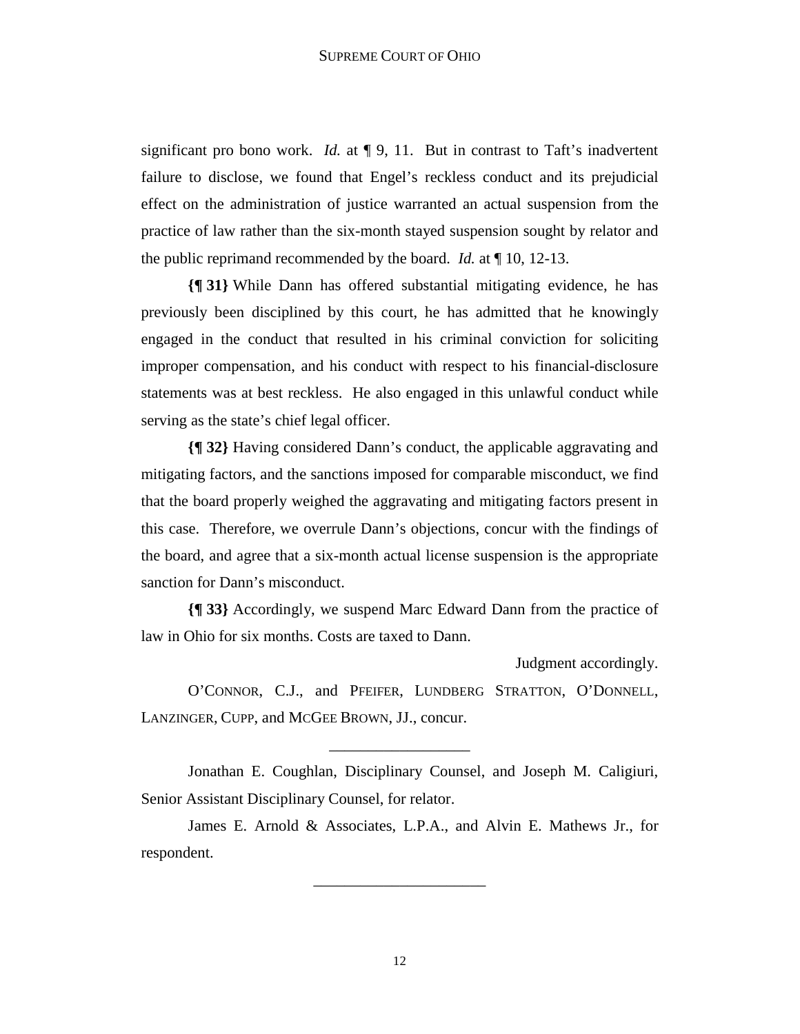significant pro bono work. *Id.* at ¶ 9, 11. But in contrast to Taft's inadvertent failure to disclose, we found that Engel's reckless conduct and its prejudicial effect on the administration of justice warranted an actual suspension from the practice of law rather than the six-month stayed suspension sought by relator and the public reprimand recommended by the board. *Id.* at ¶ 10, 12-13.

**{¶ 31}** While Dann has offered substantial mitigating evidence, he has previously been disciplined by this court, he has admitted that he knowingly engaged in the conduct that resulted in his criminal conviction for soliciting improper compensation, and his conduct with respect to his financial-disclosure statements was at best reckless. He also engaged in this unlawful conduct while serving as the state's chief legal officer.

**{¶ 32}** Having considered Dann's conduct, the applicable aggravating and mitigating factors, and the sanctions imposed for comparable misconduct, we find that the board properly weighed the aggravating and mitigating factors present in this case. Therefore, we overrule Dann's objections, concur with the findings of the board, and agree that a six-month actual license suspension is the appropriate sanction for Dann's misconduct.

**{¶ 33}** Accordingly, we suspend Marc Edward Dann from the practice of law in Ohio for six months. Costs are taxed to Dann.

Judgment accordingly.

O'CONNOR, C.J., and PFEIFER, LUNDBERG STRATTON, O'DONNELL, LANZINGER, CUPP, and MCGEE BROWN, JJ., concur.

---

Jonathan E. Coughlan, Disciplinary Counsel, and Joseph M. Caligiuri, Senior Assistant Disciplinary Counsel, for relator.

James E. Arnold & Associates, L.P.A., and Alvin E. Mathews Jr., for respondent.

---